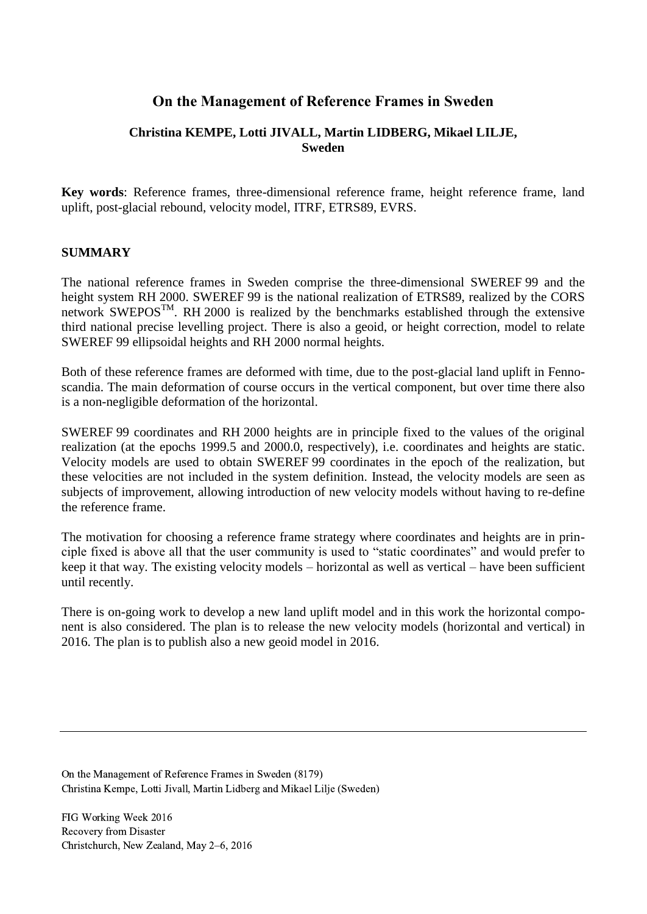# On the Management of Reference Frames in Sweden

**Christina KEMPE, Lotti JIVALL, Martin LIDBERG, Mikael LILJE, Sweden**

**Key words**: Reference frames, three-dimensional reference frame, height reference frame, land uplift, post-glacial rebound, velocity model, ITRF, ETRS89, EVRS.

## SUMMARY

The national reference frames in Sweden comprise the three-dimensional SWEREF 99 and the height system RH 2000. SWEREF 99 is the national realization of ETRS89, realized by the CORS network SWEPOS$^{TM}$. RH 2000 is realized by the benchmarks established through the extensive third national precise levelling project. There is also a geoid, or height correction, model to relate SWEREF 99 ellipsoidal heights and RH 2000 normal heights.

Both of these reference frames are deformed with time, due to the post-glacial land uplift in Fennoscandia. The main deformation of course occurs in the vertical component, but over time there also is a non-negligible deformation of the horizontal.

SWEREF 99 coordinates and RH 2000 heights are in principle fixed to the values of the original realization (at the epochs 1999.5 and 2000.0, respectively), i.e. coordinates and heights are static. Velocity models are used to obtain SWEREF 99 coordinates in the epoch of the realization, but these velocities are not included in the system definition. Instead, the velocity models are seen as subjects of improvement, allowing introduction of new velocity models without having to re-define the reference frame.

The motivation for choosing a reference frame strategy where coordinates and heights are in principle fixed is above all that the user community is used to "static coordinates" and would prefer to keep it that way. The existing velocity models – horizontal as well as vertical – have been sufficient until recently.

There is on-going work to develop a new land uplift model and in this work the horizontal component is also considered. The plan is to release the new velocity models (horizontal and vertical) in 2016. The plan is to publish also a new geoid model in 2016.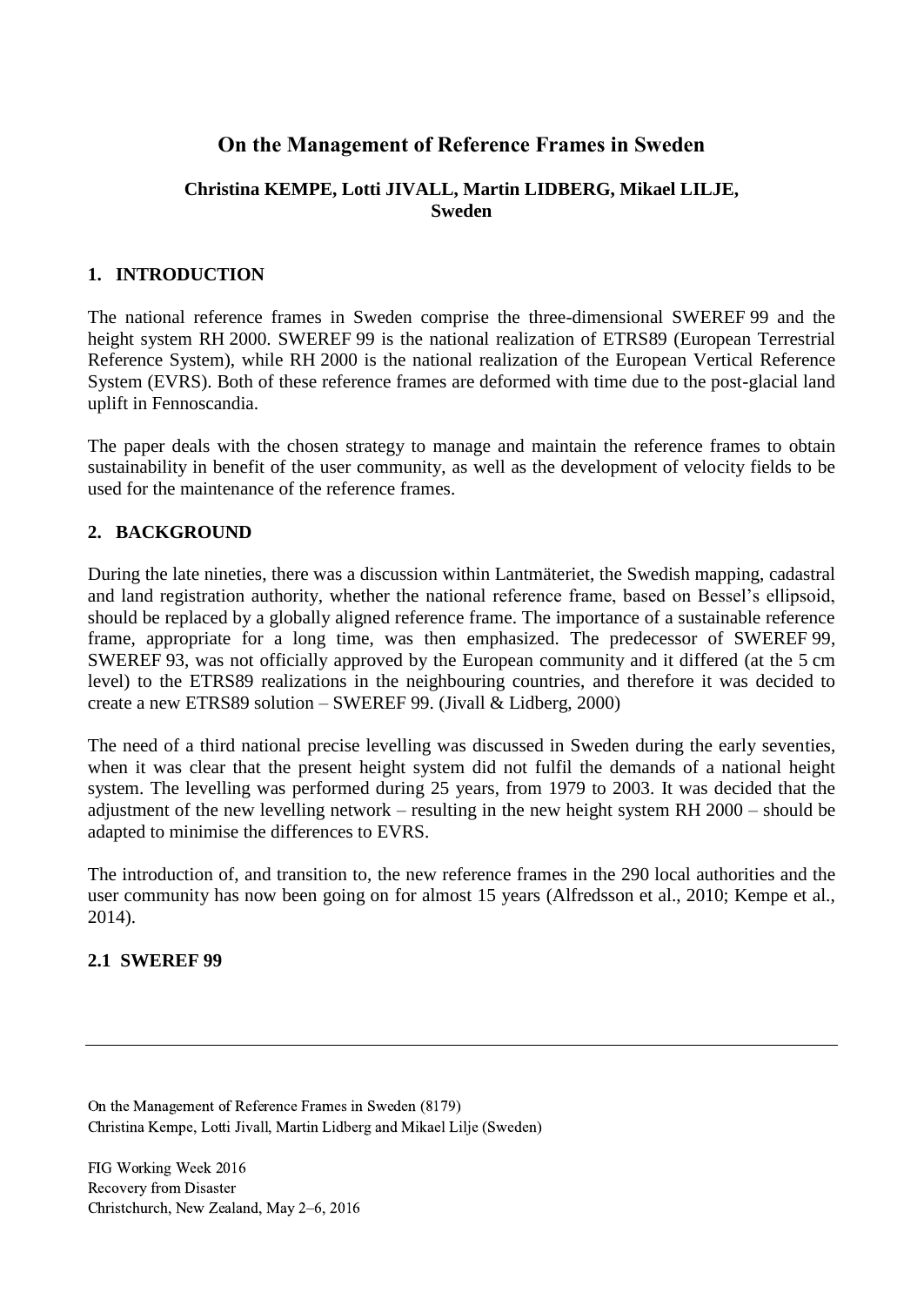## On the Management of Reference Frames in Sweden

**Christina KEMPE, Lotti JIVALL, Martin LIDBERG, Mikael LILJE, Sweden**

### 1. INTRODUCTION

The national reference frames in Sweden comprise the three-dimensional SWEREF 99 and the height system RH 2000. SWEREF 99 is the national realization of ETRS89 (European Terrestrial Reference System), while RH 2000 is the national realization of the European Vertical Reference System (EVRS). Both of these reference frames are deformed with time due to the post-glacial land uplift in Fennoscandia.

The paper deals with the chosen strategy to manage and maintain the reference frames to obtain sustainability in benefit of the user community, as well as the development of velocity fields to be used for the maintenance of the reference frames.

### 2. BACKGROUND

During the late nineties, there was a discussion within Lantmäteriet, the Swedish mapping, cadastral and land registration authority, whether the national reference frame, based on Bessel's ellipsoid, should be replaced by a globally aligned reference frame. The importance of a sustainable reference frame, appropriate for a long time, was then emphasized. The predecessor of SWEREF 99, SWEREF 93, was not officially approved by the European community and it differed (at the 5 cm level) to the ETRS89 realizations in the neighbouring countries, and therefore it was decided to create a new ETRS89 solution – SWEREF 99. (Jivall & Lidberg, 2000)

The need of a third national precise levelling was discussed in Sweden during the early seventies, when it was clear that the present height system did not fulfil the demands of a national height system. The levelling was performed during 25 years, from 1979 to 2003. It was decided that the adjustment of the new levelling network – resulting in the new height system RH 2000 – should be adapted to minimise the differences to EVRS.

The introduction of, and transition to, the new reference frames in the 290 local authorities and the user community has now been going on for almost 15 years (Alfredsson et al., 2010; Kempe et al., 2014).

#### 2.1 SWEREF 99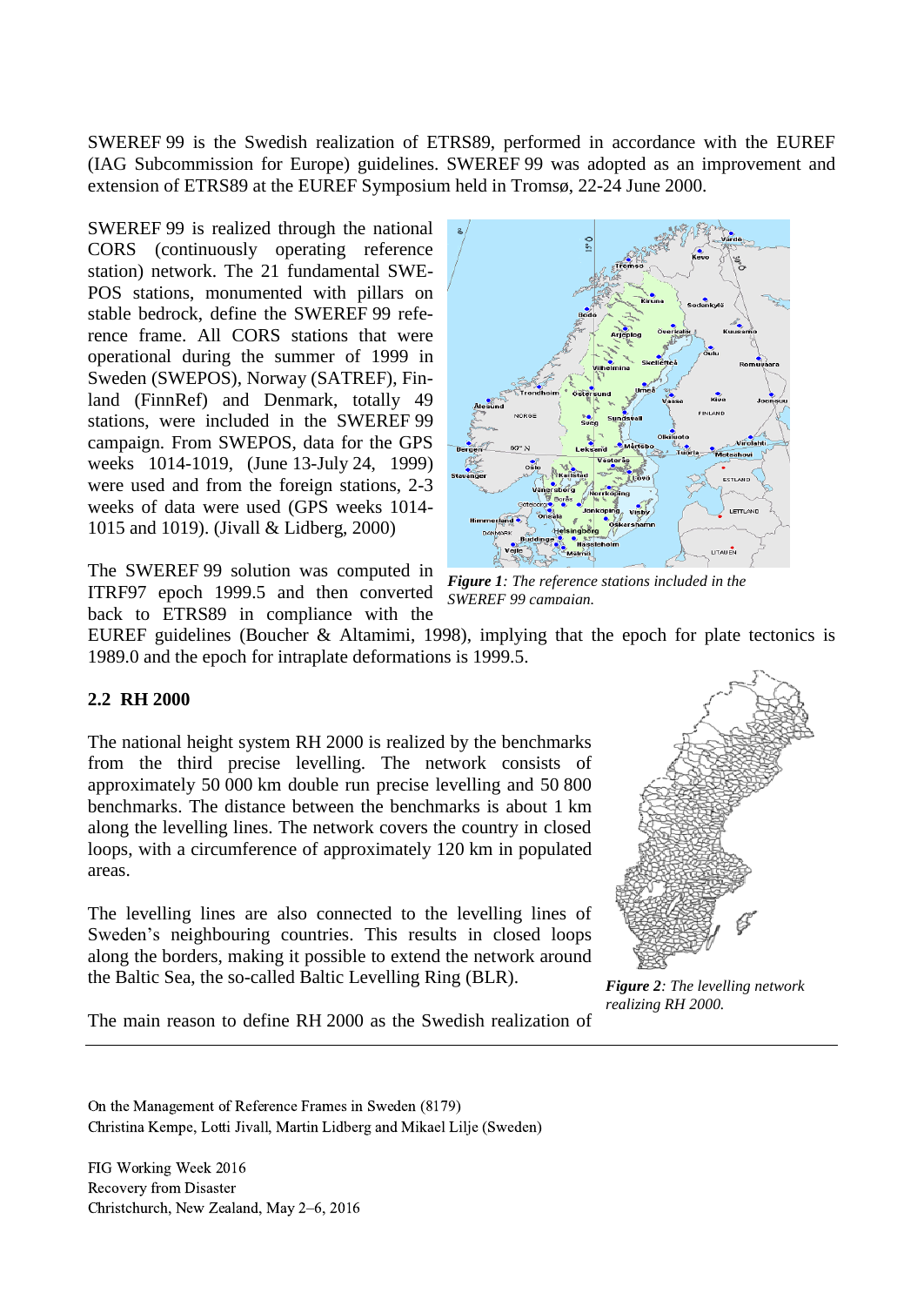SWEREF 99 is the Swedish realization of ETRS89, performed in accordance with the EUREF (IAG Subcommission for Europe) guidelines. SWEREF 99 was adopted as an improvement and extension of ETRS89 at the EUREF Symposium held in Tromsø, 22-24 June 2000.

SWEREF 99 is realized through the national CORS (continuously operating reference station) network. The 21 fundamental SWEPOS stations, monumented with pillars on stable bedrock, define the SWEREF 99 reference frame. All CORS stations that were operational during the summer of 1999 in Sweden (SWEPOS), Norway (SATREF), Finland (FinnRef) and Denmark, totally 49 stations, were included in the SWEREF 99 campaign. From SWEPOS, data for the GPS weeks 1014-1019, (June 13-July 24, 1999) were used and from the foreign stations, 2-3 weeks of data were used (GPS weeks 1014-1015 and 1019). (Jivall & Lidberg, 2000)

*Figure 1: The reference stations included in the SWEREF 99 campaign.*

The SWEREF 99 solution was computed in ITRF97 epoch 1999.5 and then converted back to ETRS89 in compliance with the EUREF guidelines (Boucher & Altamimi, 1998), implying that the epoch for plate tectonics is 1989.0 and the epoch for intraplate deformations is 1999.5.

## 2.2 RH 2000

The national height system RH 2000 is realized by the benchmarks from the third precise levelling. The network consists of approximately 50 000 km double run precise levelling and 50 800 benchmarks. The distance between the benchmarks is about 1 km along the levelling lines. The network covers the country in closed loops, with a circumference of approximately 120 km in populated areas.

The levelling lines are also connected to the levelling lines of Sweden's neighbouring countries. This results in closed loops along the borders, making it possible to extend the network around the Baltic Sea, the so-called Baltic Levelling Ring (BLR).

*Figure 2: The levelling network realizing RH 2000.*

The main reason to define RH 2000 as the Swedish realization of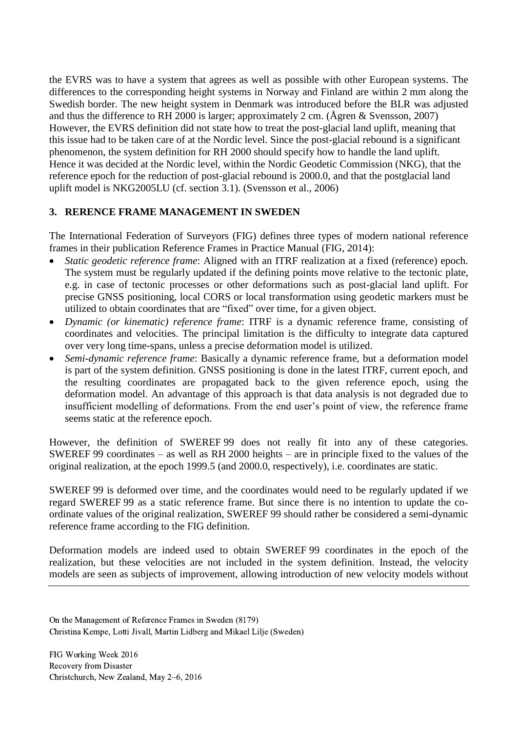the EVRS was to have a system that agrees as well as possible with other European systems. The differences to the corresponding height systems in Norway and Finland are within 2 mm along the Swedish border. The new height system in Denmark was introduced before the BLR was adjusted and thus the difference to RH 2000 is larger; approximately 2 cm. (Ågren & Svensson, 2007) However, the EVRS definition did not state how to treat the post-glacial land uplift, meaning that this issue had to be taken care of at the Nordic level. Since the post-glacial rebound is a significant phenomenon, the system definition for RH 2000 should specify how to handle the land uplift. Hence it was decided at the Nordic level, within the Nordic Geodetic Commission (NKG), that the reference epoch for the reduction of post-glacial rebound is 2000.0, and that the postglacial land uplift model is NKG2005LU (cf. section 3.1). (Svensson et al., 2006)

## 3. RERENCE FRAME MANAGEMENT IN SWEDEN

The International Federation of Surveyors (FIG) defines three types of modern national reference frames in their publication Reference Frames in Practice Manual (FIG, 2014):

- *Static geodetic reference frame*: Aligned with an ITRF realization at a fixed (reference) epoch. The system must be regularly updated if the defining points move relative to the tectonic plate, e.g. in case of tectonic processes or other deformations such as post-glacial land uplift. For precise GNSS positioning, local CORS or local transformation using geodetic markers must be utilized to obtain coordinates that are "fixed" over time, for a given object.
- *Dynamic (or kinematic) reference frame*: ITRF is a dynamic reference frame, consisting of coordinates and velocities. The principal limitation is the difficulty to integrate data captured over very long time-spans, unless a precise deformation model is utilized.
- *Semi-dynamic reference frame*: Basically a dynamic reference frame, but a deformation model is part of the system definition. GNSS positioning is done in the latest ITRF, current epoch, and the resulting coordinates are propagated back to the given reference epoch, using the deformation model. An advantage of this approach is that data analysis is not degraded due to insufficient modelling of deformations. From the end user's point of view, the reference frame seems static at the reference epoch.

However, the definition of SWEREF 99 does not really fit into any of these categories. SWEREF 99 coordinates – as well as RH 2000 heights – are in principle fixed to the values of the original realization, at the epoch 1999.5 (and 2000.0, respectively), i.e. coordinates are static.

SWEREF 99 is deformed over time, and the coordinates would need to be regularly updated if we regard SWEREF 99 as a static reference frame. But since there is no intention to update the co-ordinate values of the original realization, SWEREF 99 should rather be considered a semi-dynamic reference frame according to the FIG definition.

Deformation models are indeed used to obtain SWEREF 99 coordinates in the epoch of the realization, but these velocities are not included in the system definition. Instead, the velocity models are seen as subjects of improvement, allowing introduction of new velocity models without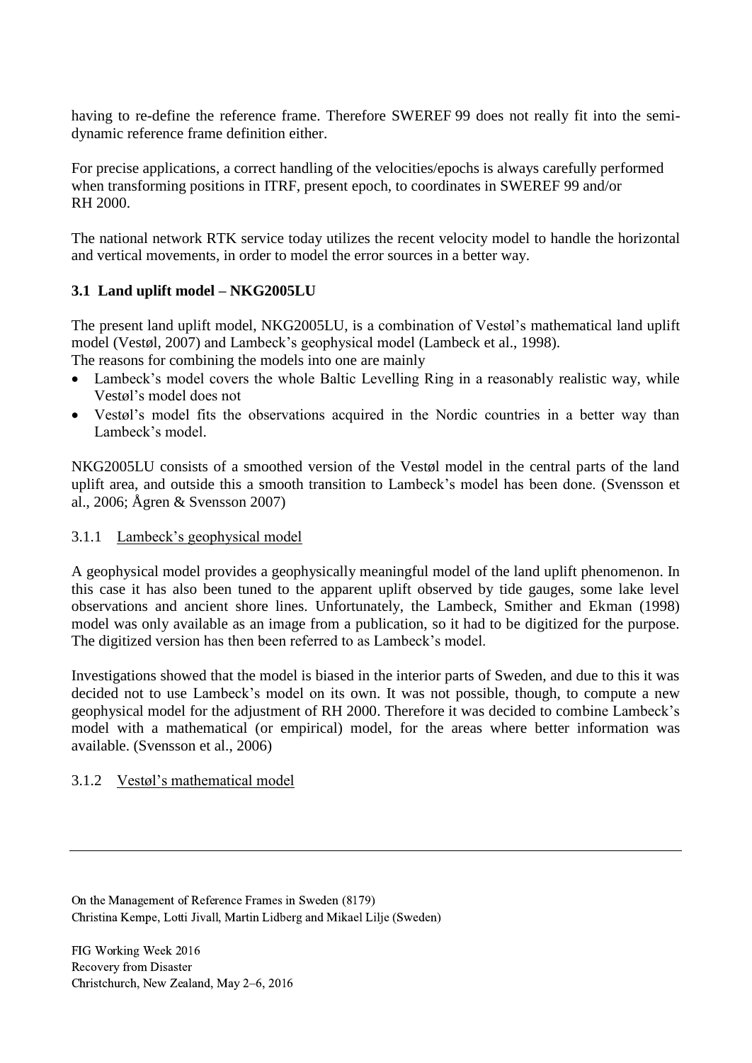having to re-define the reference frame. Therefore SWEREF 99 does not really fit into the semi-dynamic reference frame definition either.

For precise applications, a correct handling of the velocities/epochs is always carefully performed when transforming positions in ITRF, present epoch, to coordinates in SWEREF 99 and/or RH 2000.

The national network RTK service today utilizes the recent velocity model to handle the horizontal and vertical movements, in order to model the error sources in a better way.

### 3.1 Land uplift model – NKG2005LU

The present land uplift model, NKG2005LU, is a combination of Vestøl's mathematical land uplift model (Vestøl, 2007) and Lambeck's geophysical model (Lambeck et al., 1998).
The reasons for combining the models into one are mainly

- Lambeck's model covers the whole Baltic Levelling Ring in a reasonably realistic way, while Vestøl's model does not
- Vestøl's model fits the observations acquired in the Nordic countries in a better way than Lambeck's model.

NKG2005LU consists of a smoothed version of the Vestøl model in the central parts of the land uplift area, and outside this a smooth transition to Lambeck's model has been done. (Svensson et al., 2006; Ågren & Svensson 2007)

#### 3.1.1 Lambeck's geophysical model

A geophysical model provides a geophysically meaningful model of the land uplift phenomenon. In this case it has also been tuned to the apparent uplift observed by tide gauges, some lake level observations and ancient shore lines. Unfortunately, the Lambeck, Smither and Ekman (1998) model was only available as an image from a publication, so it had to be digitized for the purpose. The digitized version has then been referred to as Lambeck's model.

Investigations showed that the model is biased in the interior parts of Sweden, and due to this it was decided not to use Lambeck's model on its own. It was not possible, though, to compute a new geophysical model for the adjustment of RH 2000. Therefore it was decided to combine Lambeck's model with a mathematical (or empirical) model, for the areas where better information was available. (Svensson et al., 2006)

#### 3.1.2 Vestøl's mathematical model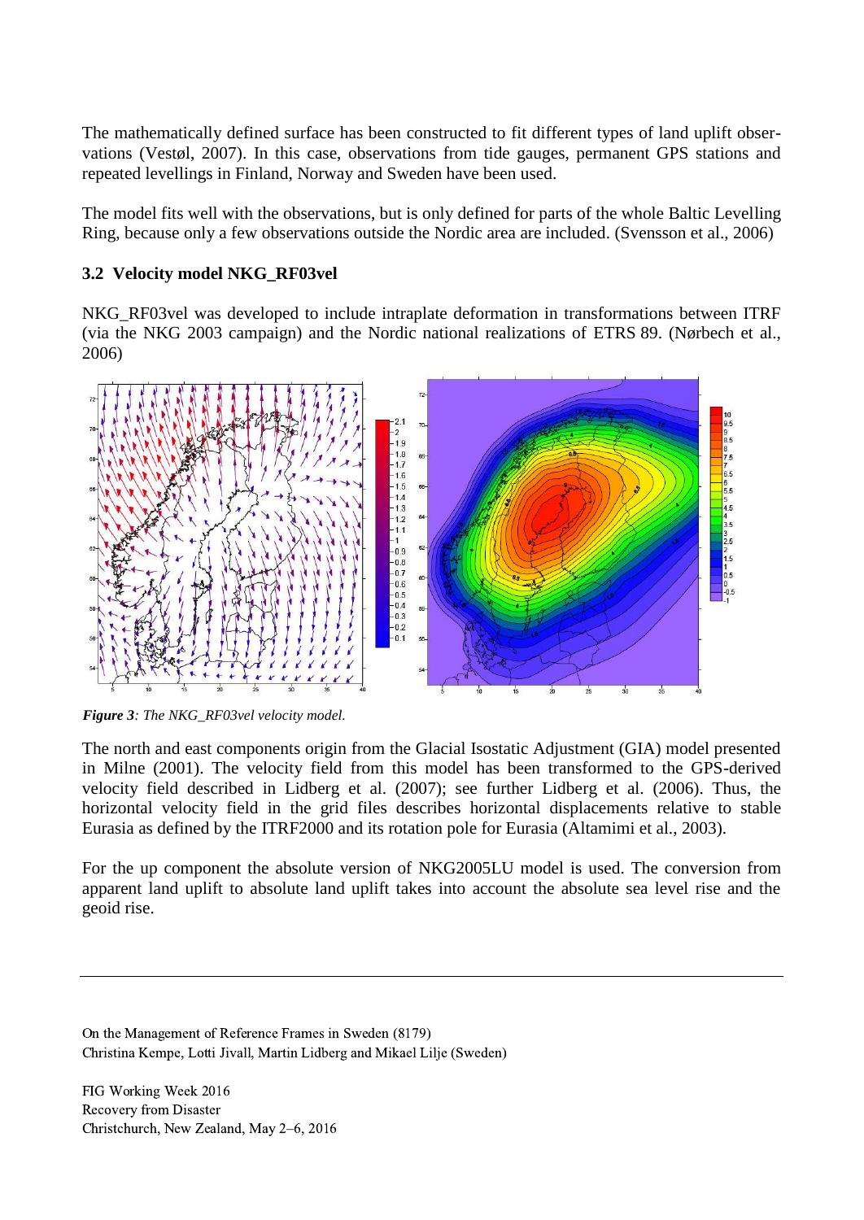The mathematically defined surface has been constructed to fit different types of land uplift observations (Vestøl, 2007). In this case, observations from tide gauges, permanent GPS stations and repeated levellings in Finland, Norway and Sweden have been used.

The model fits well with the observations, but is only defined for parts of the whole Baltic Levelling Ring, because only a few observations outside the Nordic area are included. (Svensson et al., 2006)

### 3.2 Velocity model NKG_RF03vel

NKG_RF03vel was developed to include intraplate deformation in transformations between ITRF (via the NKG 2003 campaign) and the Nordic national realizations of ETRS 89. (Nørbech et al., 2006)

***Figure 3**: The NKG_RF03vel velocity model.*

The north and east components origin from the Glacial Isostatic Adjustment (GIA) model presented in Milne (2001). The velocity field from this model has been transformed to the GPS-derived velocity field described in Lidberg et al. (2007); see further Lidberg et al. (2006). Thus, the horizontal velocity field in the grid files describes horizontal displacements relative to stable Eurasia as defined by the ITRF2000 and its rotation pole for Eurasia (Altamimi et al., 2003).

For the up component the absolute version of NKG2005LU model is used. The conversion from apparent land uplift to absolute land uplift takes into account the absolute sea level rise and the geoid rise.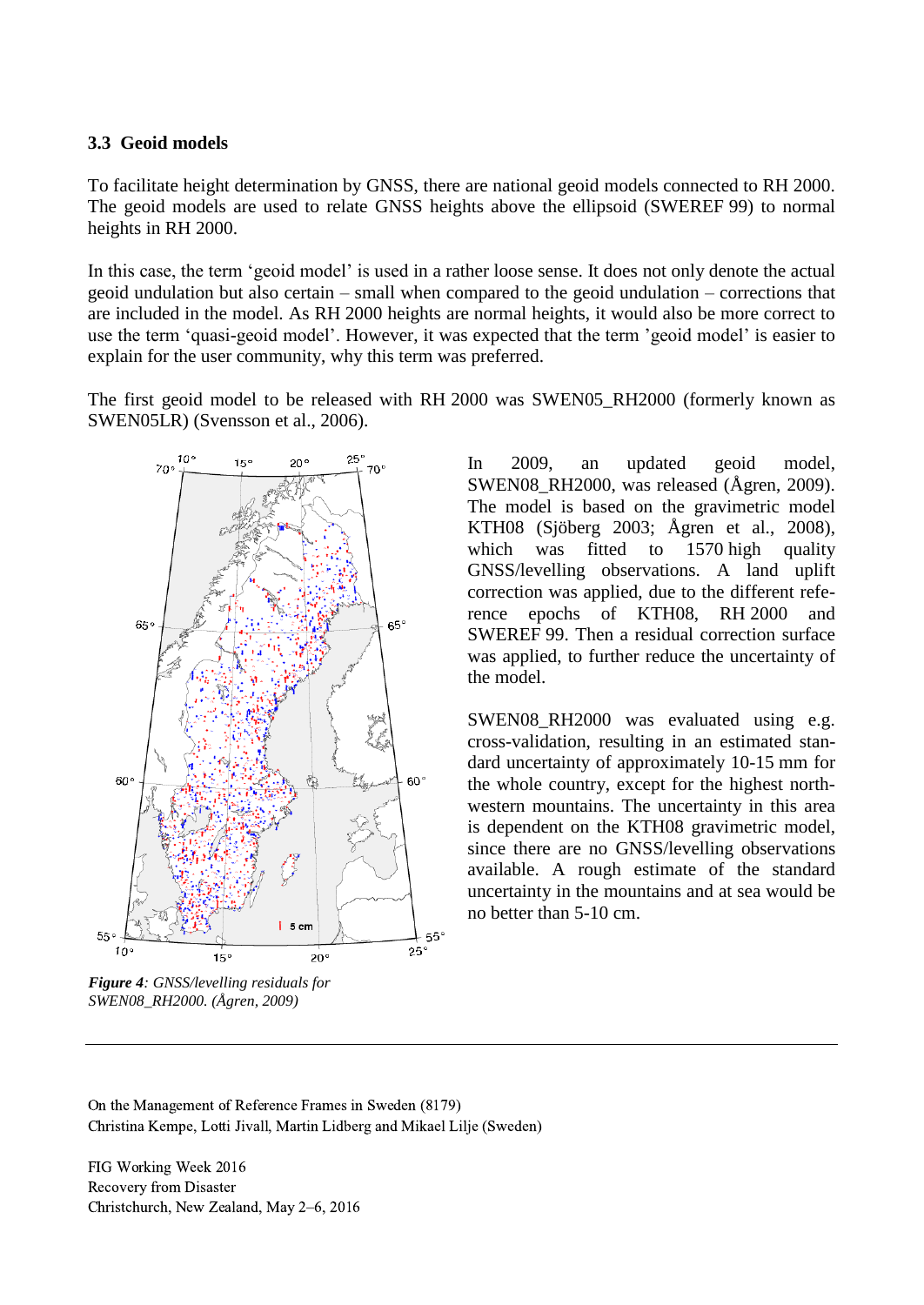### 3.3 Geoid models

To facilitate height determination by GNSS, there are national geoid models connected to RH 2000. The geoid models are used to relate GNSS heights above the ellipsoid (SWEREF 99) to normal heights in RH 2000.

In this case, the term 'geoid model' is used in a rather loose sense. It does not only denote the actual geoid undulation but also certain – small when compared to the geoid undulation – corrections that are included in the model. As RH 2000 heights are normal heights, it would also be more correct to use the term 'quasi-geoid model'. However, it was expected that the term 'geoid model' is easier to explain for the user community, why this term was preferred.

The first geoid model to be released with RH 2000 was SWEN05_RH2000 (formerly known as SWEN05LR) (Svensson et al., 2006).

*Figure 4: GNSS/levelling residuals for SWEN08_RH2000. (Ågren, 2009)*

In 2009, an updated geoid model, SWEN08_RH2000, was released (Ågren, 2009). The model is based on the gravimetric model KTH08 (Sjöberg 2003; Ågren et al., 2008), which was fitted to 1570 high quality GNSS/levelling observations. A land uplift correction was applied, due to the different reference epochs of KTH08, RH 2000 and SWEREF 99. Then a residual correction surface was applied, to further reduce the uncertainty of the model.

SWEN08_RH2000 was evaluated using e.g. cross-validation, resulting in an estimated standard uncertainty of approximately 10-15 mm for the whole country, except for the highest north-western mountains. The uncertainty in this area is dependent on the KTH08 gravimetric model, since there are no GNSS/levelling observations available. A rough estimate of the standard uncertainty in the mountains and at sea would be no better than 5-10 cm.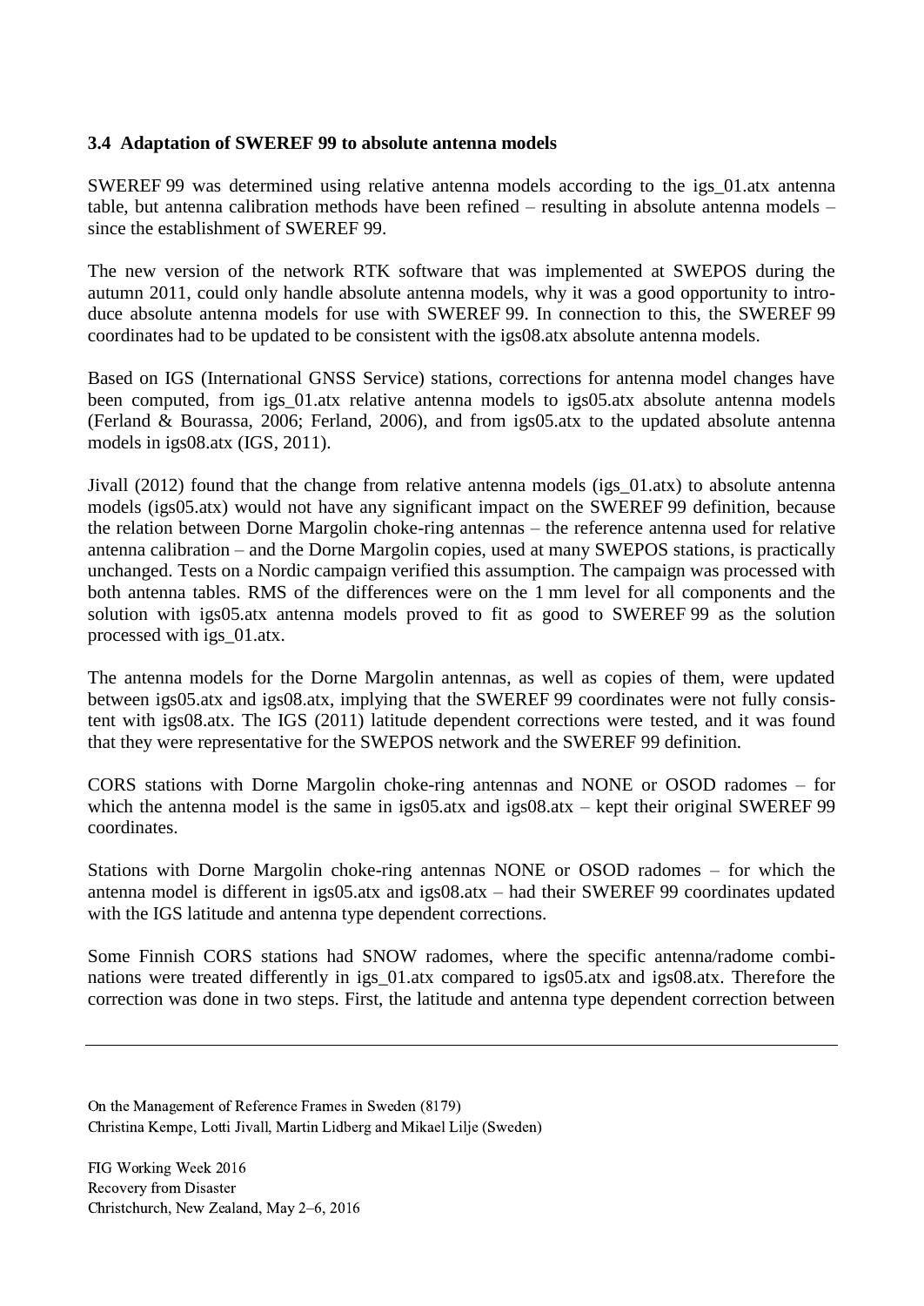### 3.4 Adaptation of SWEREF 99 to absolute antenna models

SWEREF 99 was determined using relative antenna models according to the igs_01.atx antenna table, but antenna calibration methods have been refined – resulting in absolute antenna models – since the establishment of SWEREF 99.

The new version of the network RTK software that was implemented at SWEPOS during the autumn 2011, could only handle absolute antenna models, why it was a good opportunity to introduce absolute antenna models for use with SWEREF 99. In connection to this, the SWEREF 99 coordinates had to be updated to be consistent with the igs08.atx absolute antenna models.

Based on IGS (International GNSS Service) stations, corrections for antenna model changes have been computed, from igs_01.atx relative antenna models to igs05.atx absolute antenna models (Ferland & Bourassa, 2006; Ferland, 2006), and from igs05.atx to the updated absolute antenna models in igs08.atx (IGS, 2011).

Jivall (2012) found that the change from relative antenna models (igs_01.atx) to absolute antenna models (igs05.atx) would not have any significant impact on the SWEREF 99 definition, because the relation between Dorne Margolin choke-ring antennas – the reference antenna used for relative antenna calibration – and the Dorne Margolin copies, used at many SWEPOS stations, is practically unchanged. Tests on a Nordic campaign verified this assumption. The campaign was processed with both antenna tables. RMS of the differences were on the 1 mm level for all components and the solution with igs05.atx antenna models proved to fit as good to SWEREF 99 as the solution processed with igs_01.atx.

The antenna models for the Dorne Margolin antennas, as well as copies of them, were updated between igs05.atx and igs08.atx, implying that the SWEREF 99 coordinates were not fully consistent with igs08.atx. The IGS (2011) latitude dependent corrections were tested, and it was found that they were representative for the SWEPOS network and the SWEREF 99 definition.

CORS stations with Dorne Margolin choke-ring antennas and NONE or OSOD radomes – for which the antenna model is the same in igs05.atx and igs08.atx – kept their original SWEREF 99 coordinates.

Stations with Dorne Margolin choke-ring antennas NONE or OSOD radomes – for which the antenna model is different in igs05.atx and igs08.atx – had their SWEREF 99 coordinates updated with the IGS latitude and antenna type dependent corrections.

Some Finnish CORS stations had SNOW radomes, where the specific antenna/radome combinations were treated differently in igs_01.atx compared to igs05.atx and igs08.atx. Therefore the correction was done in two steps. First, the latitude and antenna type dependent correction between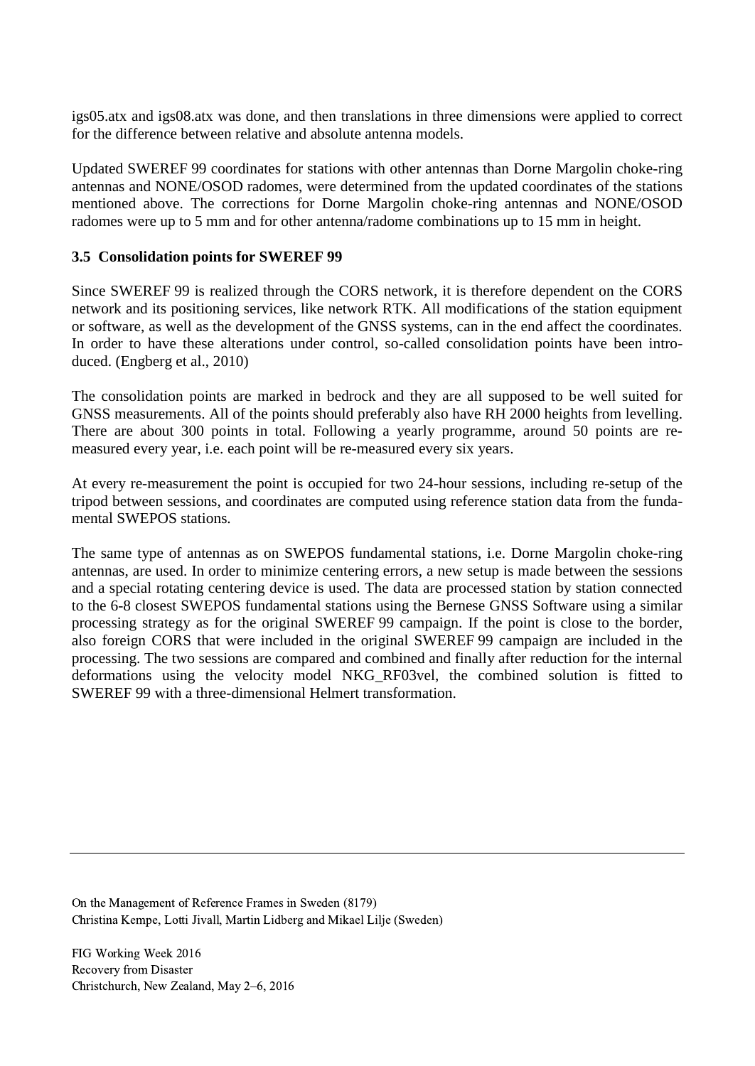igs05.atx and igs08.atx was done, and then translations in three dimensions were applied to correct for the difference between relative and absolute antenna models.

Updated SWEREF 99 coordinates for stations with other antennas than Dorne Margolin choke-ring antennas and NONE/OSOD radomes, were determined from the updated coordinates of the stations mentioned above. The corrections for Dorne Margolin choke-ring antennas and NONE/OSOD radomes were up to 5 mm and for other antenna/radome combinations up to 15 mm in height.

### 3.5 Consolidation points for SWEREF 99

Since SWEREF 99 is realized through the CORS network, it is therefore dependent on the CORS network and its positioning services, like network RTK. All modifications of the station equipment or software, as well as the development of the GNSS systems, can in the end affect the coordinates. In order to have these alterations under control, so-called consolidation points have been introduced. (Engberg et al., 2010)

The consolidation points are marked in bedrock and they are all supposed to be well suited for GNSS measurements. All of the points should preferably also have RH 2000 heights from levelling. There are about 300 points in total. Following a yearly programme, around 50 points are re-measured every year, i.e. each point will be re-measured every six years.

At every re-measurement the point is occupied for two 24-hour sessions, including re-setup of the tripod between sessions, and coordinates are computed using reference station data from the fundamental SWEPOS stations.

The same type of antennas as on SWEPOS fundamental stations, i.e. Dorne Margolin choke-ring antennas, are used. In order to minimize centering errors, a new setup is made between the sessions and a special rotating centering device is used. The data are processed station by station connected to the 6-8 closest SWEPOS fundamental stations using the Bernese GNSS Software using a similar processing strategy as for the original SWEREF 99 campaign. If the point is close to the border, also foreign CORS that were included in the original SWEREF 99 campaign are included in the processing. The two sessions are compared and combined and finally after reduction for the internal deformations using the velocity model NKG_RF03vel, the combined solution is fitted to SWEREF 99 with a three-dimensional Helmert transformation.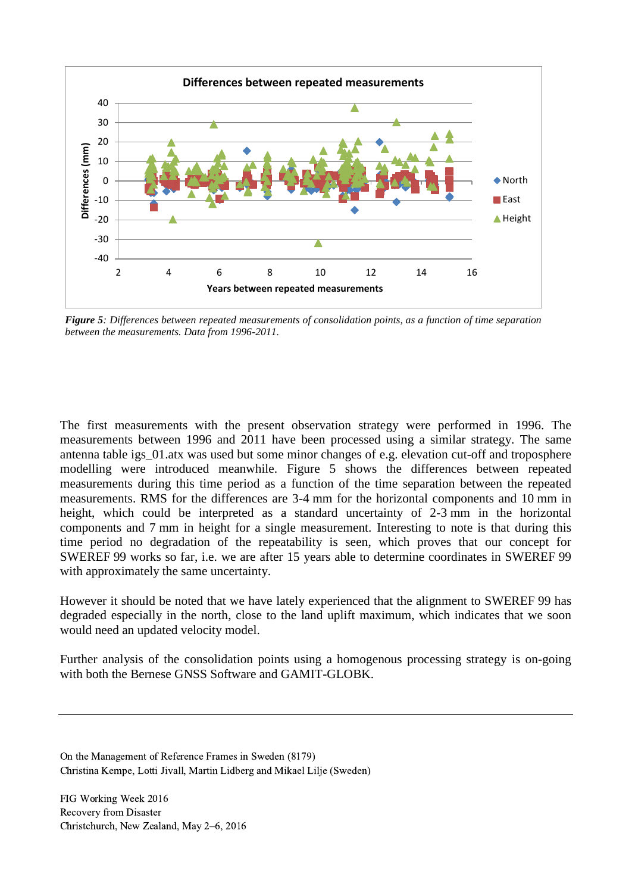*Figure 5*: *Differences between repeated measurements of consolidation points, as a function of time separation between the measurements. Data from 1996-2011.*

The first measurements with the present observation strategy were performed in 1996. The measurements between 1996 and 2011 have been processed using a similar strategy. The same antenna table igs_01.atx was used but some minor changes of e.g. elevation cut-off and troposphere modelling were introduced meanwhile. Figure 5 shows the differences between repeated measurements during this time period as a function of the time separation between the repeated measurements. RMS for the differences are 3-4 mm for the horizontal components and 10 mm in height, which could be interpreted as a standard uncertainty of 2-3 mm in the horizontal components and 7 mm in height for a single measurement. Interesting to note is that during this time period no degradation of the repeatability is seen, which proves that our concept for SWEREF 99 works so far, i.e. we are after 15 years able to determine coordinates in SWEREF 99 with approximately the same uncertainty.

However it should be noted that we have lately experienced that the alignment to SWEREF 99 has degraded especially in the north, close to the land uplift maximum, which indicates that we soon would need an updated velocity model.

Further analysis of the consolidation points using a homogenous processing strategy is on-going with both the Bernese GNSS Software and GAMIT-GLOBK.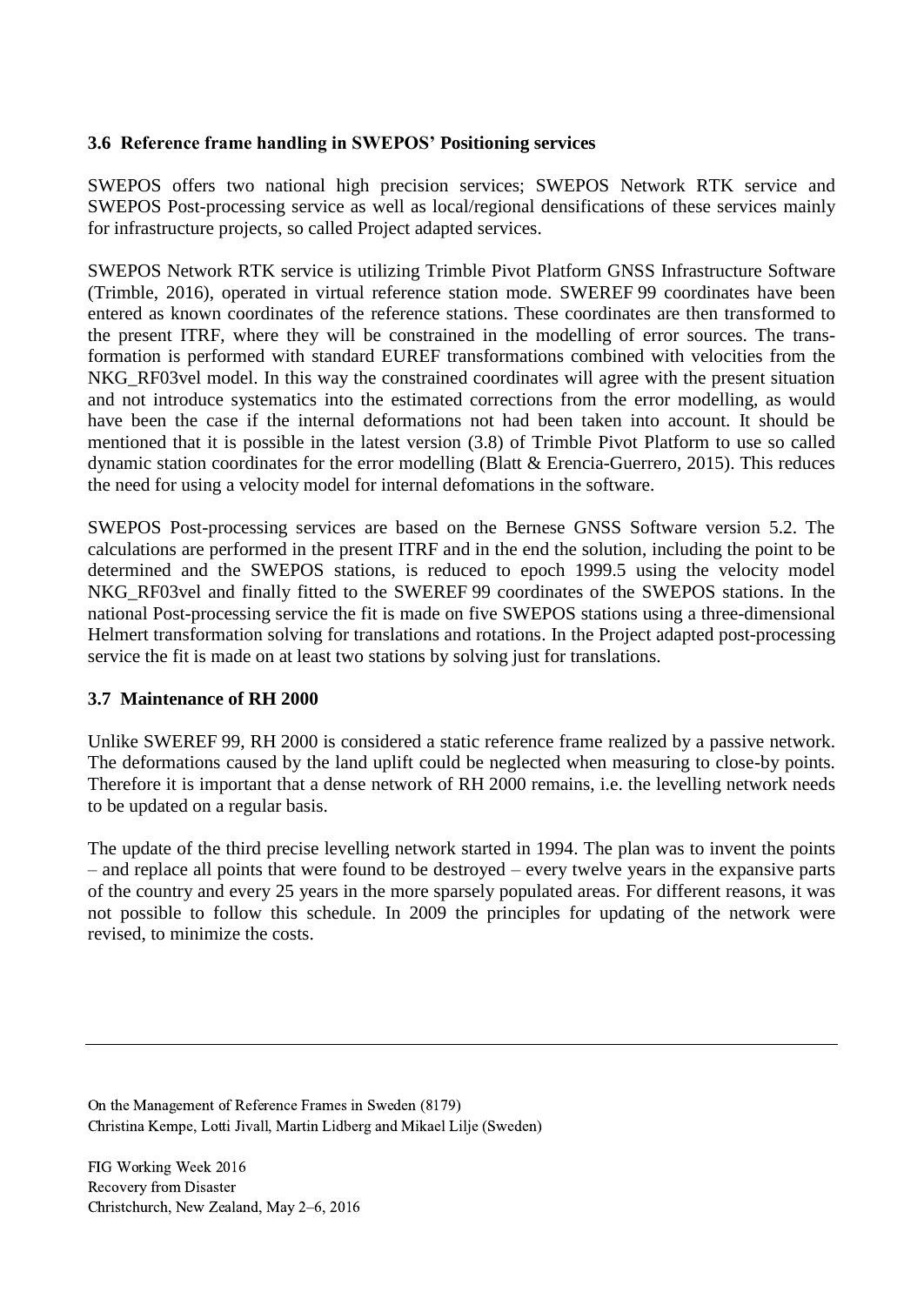### 3.6 Reference frame handling in SWEPOS' Positioning services

SWEPOS offers two national high precision services; SWEPOS Network RTK service and SWEPOS Post-processing service as well as local/regional densifications of these services mainly for infrastructure projects, so called Project adapted services.

SWEPOS Network RTK service is utilizing Trimble Pivot Platform GNSS Infrastructure Software (Trimble, 2016), operated in virtual reference station mode. SWEREF 99 coordinates have been entered as known coordinates of the reference stations. These coordinates are then transformed to the present ITRF, where they will be constrained in the modelling of error sources. The transformation is performed with standard EUREF transformations combined with velocities from the NKG_RF03vel model. In this way the constrained coordinates will agree with the present situation and not introduce systematics into the estimated corrections from the error modelling, as would have been the case if the internal deformations not had been taken into account. It should be mentioned that it is possible in the latest version (3.8) of Trimble Pivot Platform to use so called dynamic station coordinates for the error modelling (Blatt & Erencia-Guerrero, 2015). This reduces the need for using a velocity model for internal defomations in the software.

SWEPOS Post-processing services are based on the Bernese GNSS Software version 5.2. The calculations are performed in the present ITRF and in the end the solution, including the point to be determined and the SWEPOS stations, is reduced to epoch 1999.5 using the velocity model NKG_RF03vel and finally fitted to the SWEREF 99 coordinates of the SWEPOS stations. In the national Post-processing service the fit is made on five SWEPOS stations using a three-dimensional Helmert transformation solving for translations and rotations. In the Project adapted post-processing service the fit is made on at least two stations by solving just for translations.

### 3.7 Maintenance of RH 2000

Unlike SWEREF 99, RH 2000 is considered a static reference frame realized by a passive network. The deformations caused by the land uplift could be neglected when measuring to close-by points. Therefore it is important that a dense network of RH 2000 remains, i.e. the levelling network needs to be updated on a regular basis.

The update of the third precise levelling network started in 1994. The plan was to invent the points – and replace all points that were found to be destroyed – every twelve years in the expansive parts of the country and every 25 years in the more sparsely populated areas. For different reasons, it was not possible to follow this schedule. In 2009 the principles for updating of the network were revised, to minimize the costs.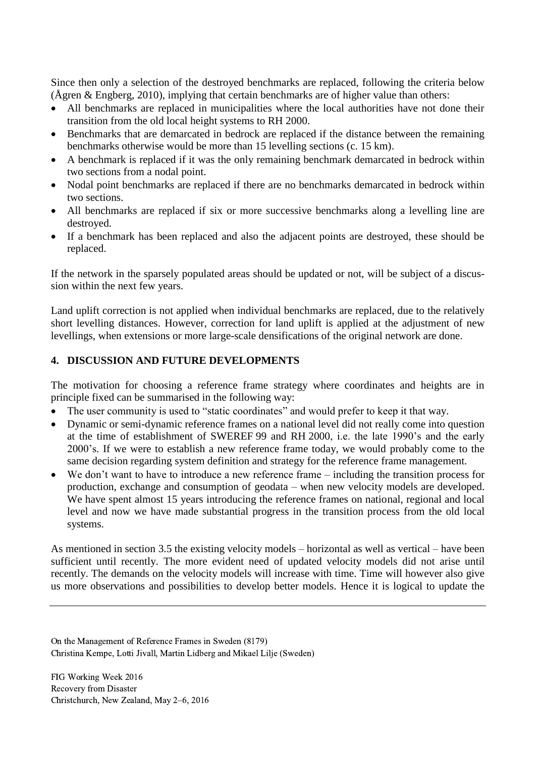Since then only a selection of the destroyed benchmarks are replaced, following the criteria below (Ågren & Engberg, 2010), implying that certain benchmarks are of higher value than others:

- All benchmarks are replaced in municipalities where the local authorities have not done their transition from the old local height systems to RH 2000.
- Benchmarks that are demarcated in bedrock are replaced if the distance between the remaining benchmarks otherwise would be more than 15 levelling sections (c. 15 km).
- A benchmark is replaced if it was the only remaining benchmark demarcated in bedrock within two sections from a nodal point.
- Nodal point benchmarks are replaced if there are no benchmarks demarcated in bedrock within two sections.
- All benchmarks are replaced if six or more successive benchmarks along a levelling line are destroyed.
- If a benchmark has been replaced and also the adjacent points are destroyed, these should be replaced.

If the network in the sparsely populated areas should be updated or not, will be subject of a discussion within the next few years.

Land uplift correction is not applied when individual benchmarks are replaced, due to the relatively short levelling distances. However, correction for land uplift is applied at the adjustment of new levellings, when extensions or more large-scale densifications of the original network are done.

## 4. DISCUSSION AND FUTURE DEVELOPMENTS

The motivation for choosing a reference frame strategy where coordinates and heights are in principle fixed can be summarised in the following way:

- The user community is used to "static coordinates" and would prefer to keep it that way.
- Dynamic or semi-dynamic reference frames on a national level did not really come into question at the time of establishment of SWEREF 99 and RH 2000, i.e. the late 1990's and the early 2000's. If we were to establish a new reference frame today, we would probably come to the same decision regarding system definition and strategy for the reference frame management.
- We don't want to have to introduce a new reference frame – including the transition process for production, exchange and consumption of geodata – when new velocity models are developed. We have spent almost 15 years introducing the reference frames on national, regional and local level and now we have made substantial progress in the transition process from the old local systems.

As mentioned in section 3.5 the existing velocity models – horizontal as well as vertical – have been sufficient until recently. The more evident need of updated velocity models did not arise until recently. The demands on the velocity models will increase with time. Time will however also give us more observations and possibilities to develop better models. Hence it is logical to update the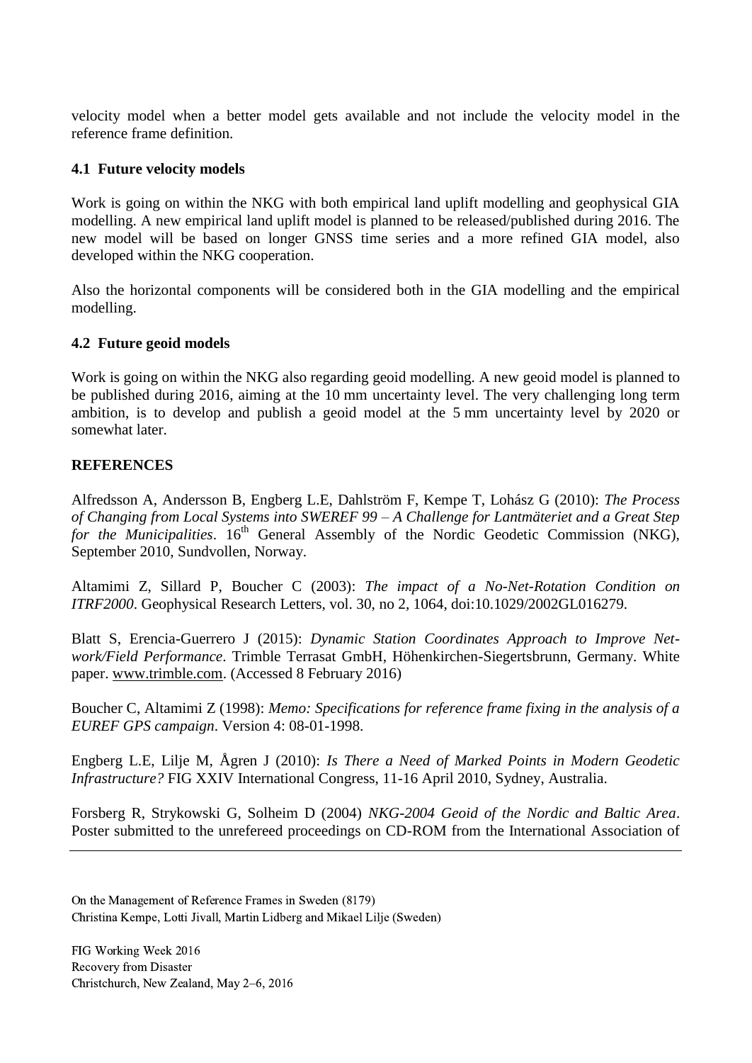velocity model when a better model gets available and not include the velocity model in the reference frame definition.

### 4.1 Future velocity models

Work is going on within the NKG with both empirical land uplift modelling and geophysical GIA modelling. A new empirical land uplift model is planned to be released/published during 2016. The new model will be based on longer GNSS time series and a more refined GIA model, also developed within the NKG cooperation.

Also the horizontal components will be considered both in the GIA modelling and the empirical modelling.

### 4.2 Future geoid models

Work is going on within the NKG also regarding geoid modelling. A new geoid model is planned to be published during 2016, aiming at the 10 mm uncertainty level. The very challenging long term ambition, is to develop and publish a geoid model at the 5 mm uncertainty level by 2020 or somewhat later.

## REFERENCES

Alfredsson A, Andersson B, Engberg L.E, Dahlström F, Kempe T, Lohász G (2010): *The Process of Changing from Local Systems into SWEREF 99 – A Challenge for Lantmäteriet and a Great Step for the Municipalities*. 16th General Assembly of the Nordic Geodetic Commission (NKG), September 2010, Sundvollen, Norway.

Altamimi Z, Sillard P, Boucher C (2003): *The impact of a No-Net-Rotation Condition on ITRF2000*. Geophysical Research Letters, vol. 30, no 2, 1064, doi:10.1029/2002GL016279.

Blatt S, Erencia-Guerrero J (2015): *Dynamic Station Coordinates Approach to Improve Network/Field Performance*. Trimble Terrasat GmbH, Höhenkirchen-Siegertsbrunn, Germany. White paper. www.trimble.com. (Accessed 8 February 2016)

Boucher C, Altamimi Z (1998): *Memo: Specifications for reference frame fixing in the analysis of a EUREF GPS campaign*. Version 4: 08-01-1998.

Engberg L.E, Lilje M, Ågren J (2010): *Is There a Need of Marked Points in Modern Geodetic Infrastructure?* FIG XXIV International Congress, 11-16 April 2010, Sydney, Australia.

Forsberg R, Strykowski G, Solheim D (2004) *NKG-2004 Geoid of the Nordic and Baltic Area*. Poster submitted to the unrefereed proceedings on CD-ROM from the International Association of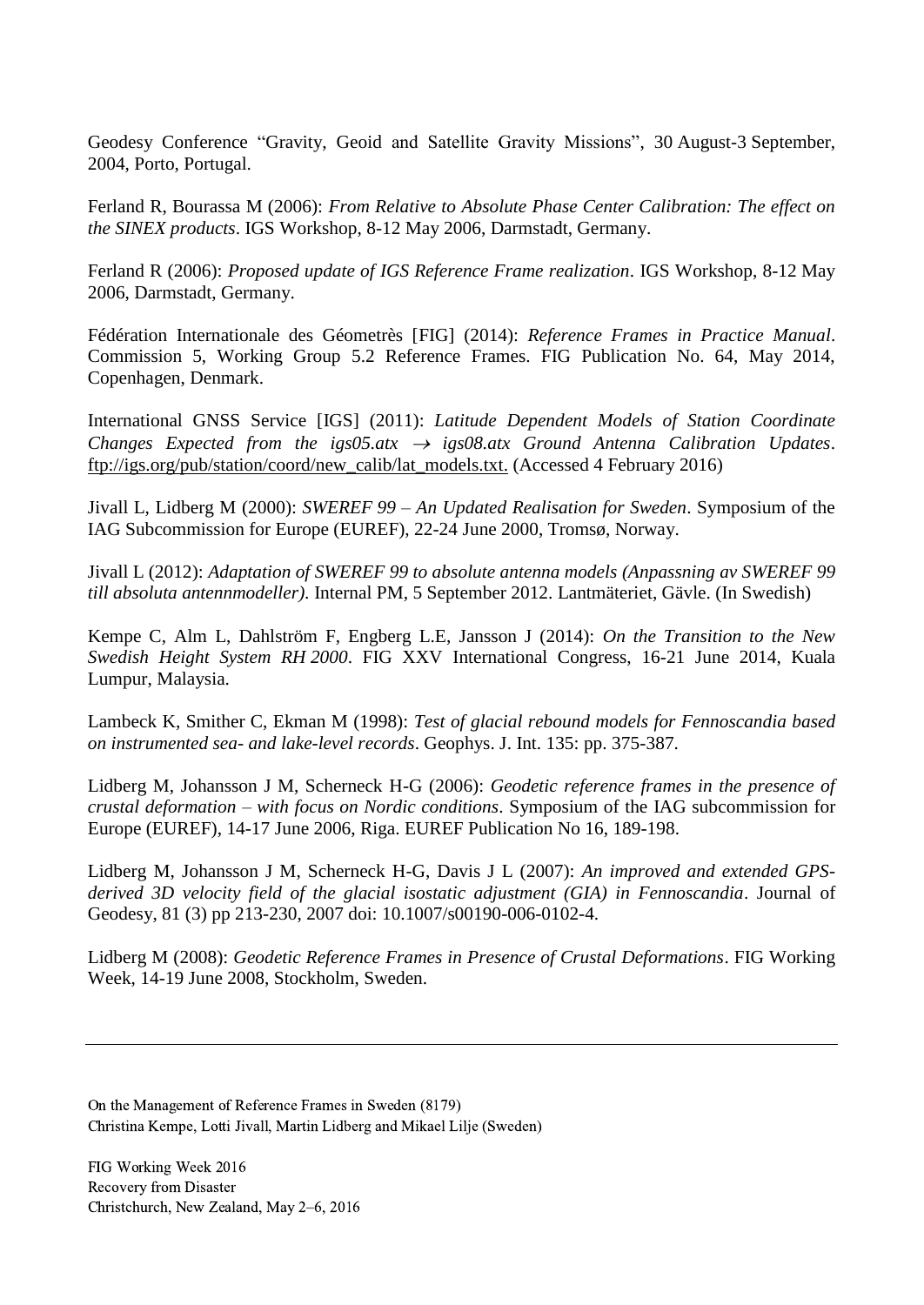Geodesy Conference “Gravity, Geoid and Satellite Gravity Missions”, 30 August-3 September, 2004, Porto, Portugal.

Ferland R, Bourassa M (2006): *From Relative to Absolute Phase Center Calibration: The effect on the SINEX products*. IGS Workshop, 8-12 May 2006, Darmstadt, Germany.

Ferland R (2006): *Proposed update of IGS Reference Frame realization*. IGS Workshop, 8-12 May 2006, Darmstadt, Germany.

Fédération Internationale des Géometrès [FIG] (2014): *Reference Frames in Practice Manual*. Commission 5, Working Group 5.2 Reference Frames. FIG Publication No. 64, May 2014, Copenhagen, Denmark.

International GNSS Service [IGS] (2011): *Latitude Dependent Models of Station Coordinate Changes Expected from the igs05.atx → igs08.atx Ground Antenna Calibration Updates*. ftp://igs.org/pub/station/coord/new_calib/lat_models.txt. (Accessed 4 February 2016)

Jivall L, Lidberg M (2000): *SWEREF 99 – An Updated Realisation for Sweden*. Symposium of the IAG Subcommission for Europe (EUREF), 22-24 June 2000, Tromsø, Norway.

Jivall L (2012): *Adaptation of SWEREF 99 to absolute antenna models (Anpassning av SWEREF 99 till absoluta antennmodeller)*. Internal PM, 5 September 2012. Lantmäteriet, Gävle. (In Swedish)

Kempe C, Alm L, Dahlström F, Engberg L.E, Jansson J (2014): *On the Transition to the New Swedish Height System RH 2000*. FIG XXV International Congress, 16-21 June 2014, Kuala Lumpur, Malaysia.

Lambeck K, Smither C, Ekman M (1998): *Test of glacial rebound models for Fennoscandia based on instrumented sea- and lake-level records*. Geophys. J. Int. 135: pp. 375-387.

Lidberg M, Johansson J M, Scherneck H-G (2006): *Geodetic reference frames in the presence of crustal deformation – with focus on Nordic conditions*. Symposium of the IAG subcommission for Europe (EUREF), 14-17 June 2006, Riga. EUREF Publication No 16, 189-198.

Lidberg M, Johansson J M, Scherneck H-G, Davis J L (2007): *An improved and extended GPS-derived 3D velocity field of the glacial isostatic adjustment (GIA) in Fennoscandia*. Journal of Geodesy, 81 (3) pp 213-230, 2007 doi: 10.1007/s00190-006-0102-4.

Lidberg M (2008): *Geodetic Reference Frames in Presence of Crustal Deformations*. FIG Working Week, 14-19 June 2008, Stockholm, Sweden.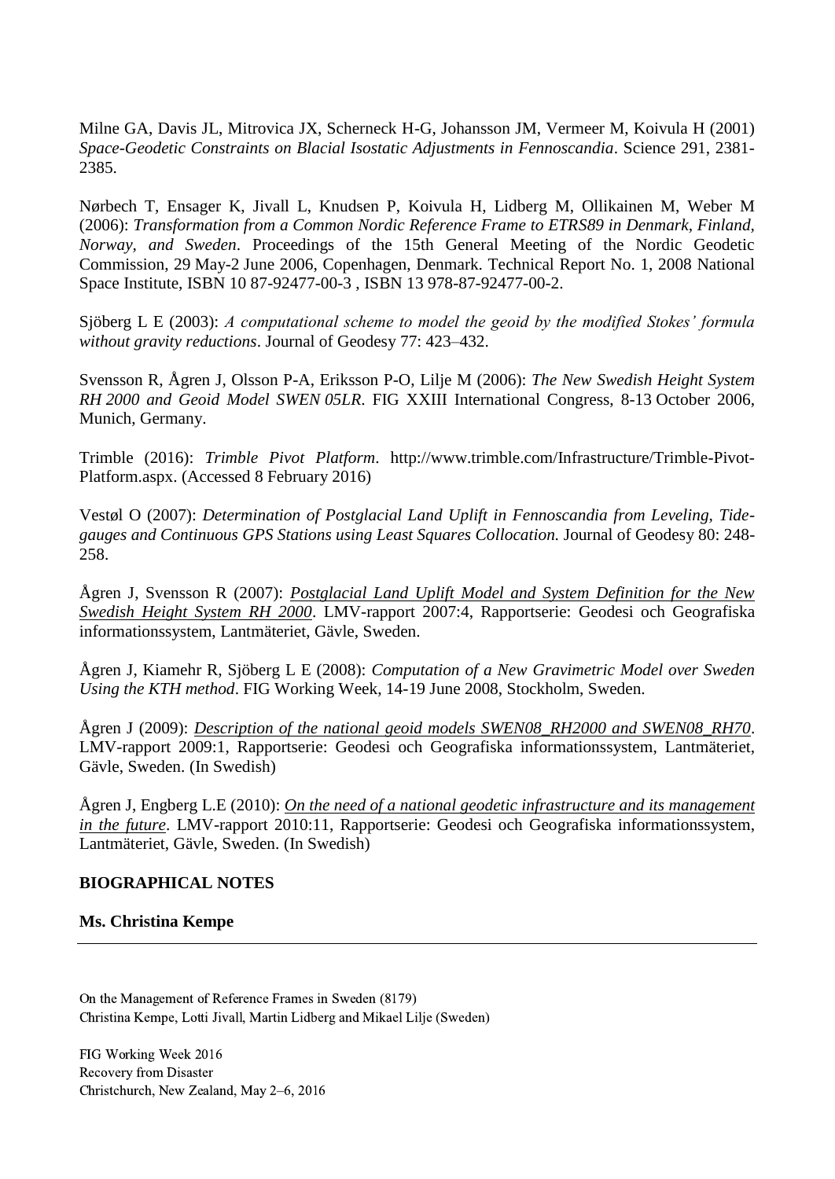Milne GA, Davis JL, Mitrovica JX, Scherneck H-G, Johansson JM, Vermeer M, Koivula H (2001) *Space-Geodetic Constraints on Blacial Isostatic Adjustments in Fennoscandia*. Science 291, 2381-2385.

Nørbech T, Ensager K, Jivall L, Knudsen P, Koivula H, Lidberg M, Ollikainen M, Weber M (2006): *Transformation from a Common Nordic Reference Frame to ETRS89 in Denmark, Finland, Norway, and Sweden*. Proceedings of the 15th General Meeting of the Nordic Geodetic Commission, 29 May-2 June 2006, Copenhagen, Denmark. Technical Report No. 1, 2008 National Space Institute, ISBN 10 87-92477-00-3 , ISBN 13 978-87-92477-00-2.

Sjöberg L E (2003): *A computational scheme to model the geoid by the modified Stokes' formula without gravity reductions*. Journal of Geodesy 77: 423–432.

Svensson R, Ågren J, Olsson P-A, Eriksson P-O, Lilje M (2006): *The New Swedish Height System RH 2000 and Geoid Model SWEN 05LR*. FIG XXIII International Congress, 8-13 October 2006, Munich, Germany.

Trimble (2016): *Trimble Pivot Platform*. http://www.trimble.com/Infrastructure/Trimble-Pivot-Platform.aspx. (Accessed 8 February 2016)

Vestøl O (2007): *Determination of Postglacial Land Uplift in Fennoscandia from Leveling, Tide-gauges and Continuous GPS Stations using Least Squares Collocation.* Journal of Geodesy 80: 248-258.

Ågren J, Svensson R (2007): *Postglacial Land Uplift Model and System Definition for the New Swedish Height System RH 2000*. LMV-rapport 2007:4, Rapportserie: Geodesi och Geografiska informationssystem, Lantmäteriet, Gävle, Sweden.

Ågren J, Kiamehr R, Sjöberg L E (2008): *Computation of a New Gravimetric Model over Sweden Using the KTH method*. FIG Working Week, 14-19 June 2008, Stockholm, Sweden.

Ågren J (2009): *Description of the national geoid models SWEN08_RH2000 and SWEN08_RH70*. LMV-rapport 2009:1, Rapportserie: Geodesi och Geografiska informationssystem, Lantmäteriet, Gävle, Sweden. (In Swedish)

Ågren J, Engberg L.E (2010): *On the need of a national geodetic infrastructure and its management in the future*. LMV-rapport 2010:11, Rapportserie: Geodesi och Geografiska informationssystem, Lantmäteriet, Gävle, Sweden. (In Swedish)

## BIOGRAPHICAL NOTES

**Ms. Christina Kempe**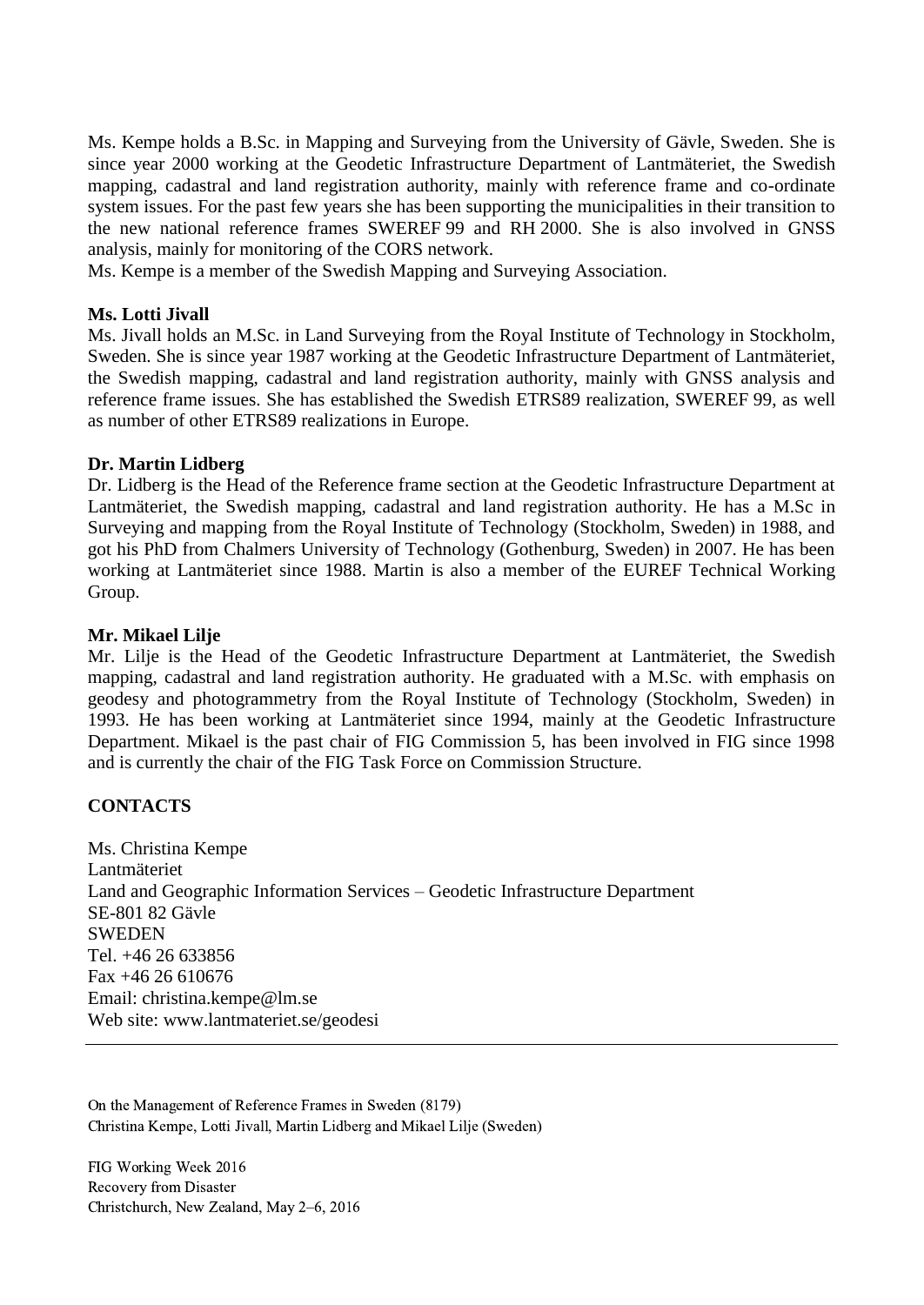Ms. Kempe holds a B.Sc. in Mapping and Surveying from the University of Gävle, Sweden. She is since year 2000 working at the Geodetic Infrastructure Department of Lantmäteriet, the Swedish mapping, cadastral and land registration authority, mainly with reference frame and co-ordinate system issues. For the past few years she has been supporting the municipalities in their transition to the new national reference frames SWEREF 99 and RH 2000. She is also involved in GNSS analysis, mainly for monitoring of the CORS network.

Ms. Kempe is a member of the Swedish Mapping and Surveying Association.

**Ms. Lotti Jivall**

Ms. Jivall holds an M.Sc. in Land Surveying from the Royal Institute of Technology in Stockholm, Sweden. She is since year 1987 working at the Geodetic Infrastructure Department of Lantmäteriet, the Swedish mapping, cadastral and land registration authority, mainly with GNSS analysis and reference frame issues. She has established the Swedish ETRS89 realization, SWEREF 99, as well as number of other ETRS89 realizations in Europe.

**Dr. Martin Lidberg**

Dr. Lidberg is the Head of the Reference frame section at the Geodetic Infrastructure Department at Lantmäteriet, the Swedish mapping, cadastral and land registration authority. He has a M.Sc in Surveying and mapping from the Royal Institute of Technology (Stockholm, Sweden) in 1988, and got his PhD from Chalmers University of Technology (Gothenburg, Sweden) in 2007. He has been working at Lantmäteriet since 1988. Martin is also a member of the EUREF Technical Working Group.

**Mr. Mikael Lilje**

Mr. Lilje is the Head of the Geodetic Infrastructure Department at Lantmäteriet, the Swedish mapping, cadastral and land registration authority. He graduated with a M.Sc. with emphasis on geodesy and photogrammetry from the Royal Institute of Technology (Stockholm, Sweden) in 1993. He has been working at Lantmäteriet since 1994, mainly at the Geodetic Infrastructure Department. Mikael is the past chair of FIG Commission 5, has been involved in FIG since 1998 and is currently the chair of the FIG Task Force on Commission Structure.

## CONTACTS

Ms. Christina Kempe
Lantmäteriet
Land and Geographic Information Services – Geodetic Infrastructure Department
SE-801 82 Gävle
SWEDEN
Tel. +46 26 633856
Fax +46 26 610676
Email: christina.kempe@lm.se
Web site: www.lantmateriet.se/geodesi